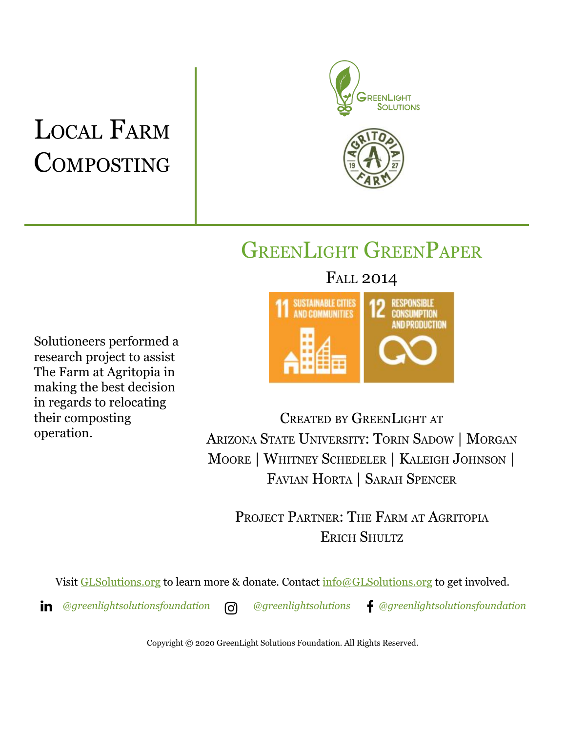# Local Farm Composting

GreenLight Solutions

## GreenLight GreenPaper

Fall 2014

11 Sustainable Cities and Communities

12 Responsible Consumption and Production

Solutioneers performed a research project to assist The Farm at Agritopia in making the best decision in regards to relocating their composting operation.

Created by GreenLight at Arizona State University: Torin Sadow | Morgan Moore | Whitney Schedeler | Kaleigh Johnson | Favian Horta | Sarah Spencer

Project Partner: The Farm at Agritopia
Erich Shultz

Visit GLSolutions.org to learn more & donate. Contact info@GLSolutions.org to get involved.

@greenlightsolutionsfoundation @greenlightsolutions @greenlightsolutionsfoundation

Copyright © 2020 GreenLight Solutions Foundation. All Rights Reserved.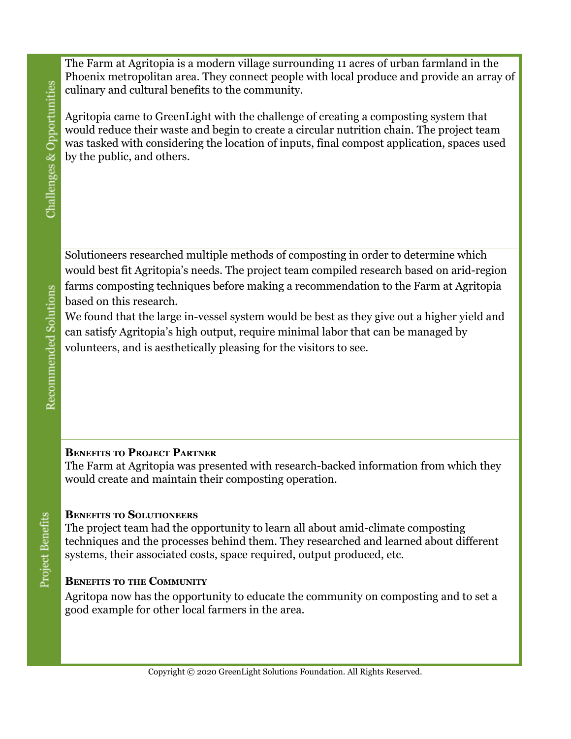## Challenges & Opportunities

The Farm at Agritopia is a modern village surrounding 11 acres of urban farmland in the Phoenix metropolitan area. They connect people with local produce and provide an array of culinary and cultural benefits to the community.

Agritopia came to GreenLight with the challenge of creating a composting system that would reduce their waste and begin to create a circular nutrition chain. The project team was tasked with considering the location of inputs, final compost application, spaces used by the public, and others.

## Recommended Solutions

Solutioneers researched multiple methods of composting in order to determine which would best fit Agritopia's needs. The project team compiled research based on arid-region farms composting techniques before making a recommendation to the Farm at Agritopia based on this research.

We found that the large in-vessel system would be best as they give out a higher yield and can satisfy Agritopia's high output, require minimal labor that can be managed by volunteers, and is aesthetically pleasing for the visitors to see.

## Project Benefits

**Benefits to Project Partner**

The Farm at Agritopia was presented with research-backed information from which they would create and maintain their composting operation.

**Benefits to Solutioneers**

The project team had the opportunity to learn all about amid-climate composting techniques and the processes behind them. They researched and learned about different systems, their associated costs, space required, output produced, etc.

**Benefits to the Community**

Agritopa now has the opportunity to educate the community on composting and to set a good example for other local farmers in the area.

Copyright © 2020 GreenLight Solutions Foundation. All Rights Reserved.